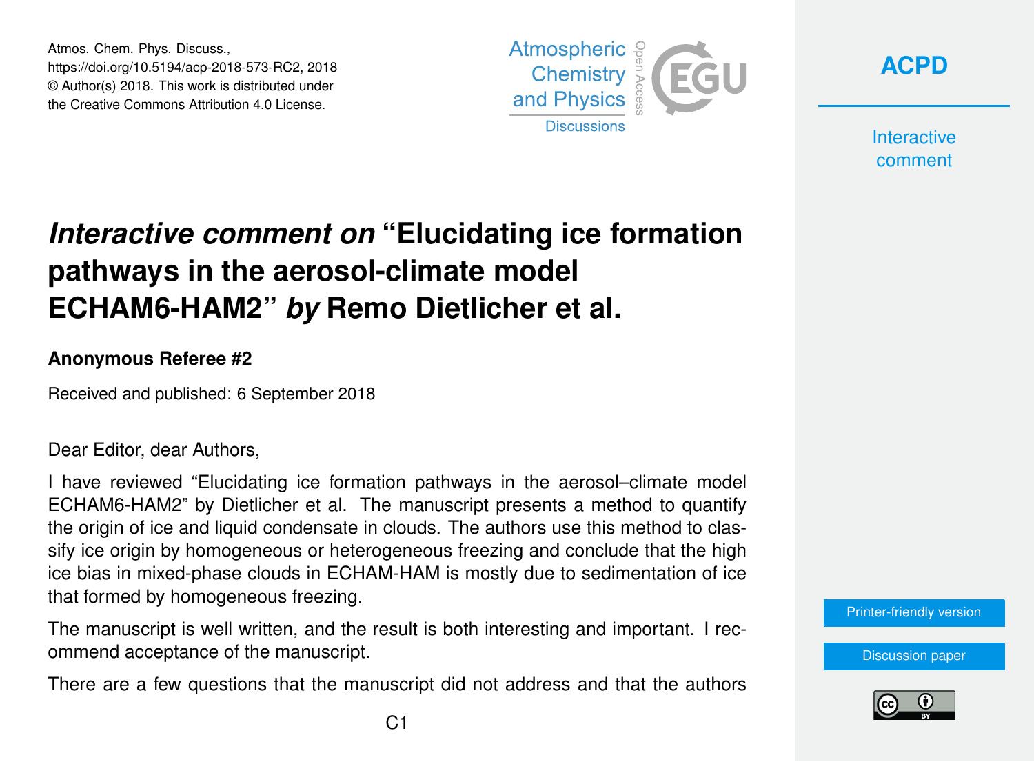Atmos. Chem. Phys. Discuss.,
https://doi.org/10.5194/acp-2018-573-RC2, 2018
© Author(s) 2018. This work is distributed under
the Creative Commons Attribution 4.0 License.

# *Interactive comment on* "Elucidating ice formation pathways in the aerosol-climate model ECHAM6-HAM2" *by* Remo Dietlicher et al.

**Anonymous Referee #2**

Received and published: 6 September 2018

Dear Editor, dear Authors,

I have reviewed "Elucidating ice formation pathways in the aerosol–climate model ECHAM6-HAM2" by Dietlicher et al. The manuscript presents a method to quantify the origin of ice and liquid condensate in clouds. The authors use this method to classify ice origin by homogeneous or heterogeneous freezing and conclude that the high ice bias in mixed-phase clouds in ECHAM-HAM is mostly due to sedimentation of ice that formed by homogeneous freezing.

The manuscript is well written, and the result is both interesting and important. I recommend acceptance of the manuscript.

There are a few questions that the manuscript did not address and that the authors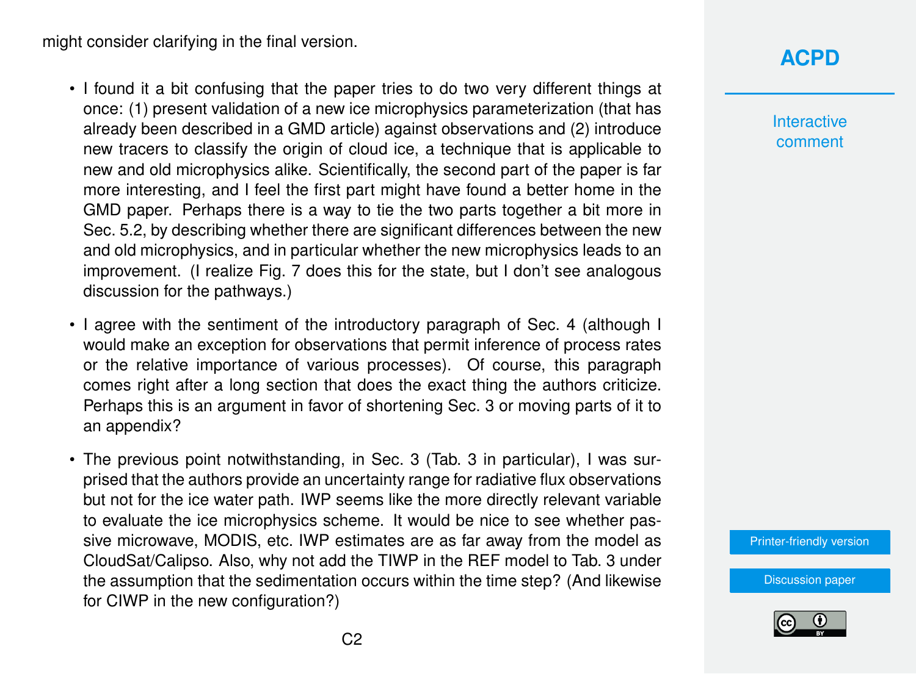might consider clarifying in the final version.

- I found it a bit confusing that the paper tries to do two very different things at once: (1) present validation of a new ice microphysics parameterization (that has already been described in a GMD article) against observations and (2) introduce new tracers to classify the origin of cloud ice, a technique that is applicable to new and old microphysics alike. Scientifically, the second part of the paper is far more interesting, and I feel the first part might have found a better home in the GMD paper. Perhaps there is a way to tie the two parts together a bit more in Sec. 5.2, by describing whether there are significant differences between the new and old microphysics, and in particular whether the new microphysics leads to an improvement. (I realize Fig. 7 does this for the state, but I don't see analogous discussion for the pathways.)

- I agree with the sentiment of the introductory paragraph of Sec. 4 (although I would make an exception for observations that permit inference of process rates or the relative importance of various processes). Of course, this paragraph comes right after a long section that does the exact thing the authors criticize. Perhaps this is an argument in favor of shortening Sec. 3 or moving parts of it to an appendix?

- The previous point notwithstanding, in Sec. 3 (Tab. 3 in particular), I was surprised that the authors provide an uncertainty range for radiative flux observations but not for the ice water path. IWP seems like the more directly relevant variable to evaluate the ice microphysics scheme. It would be nice to see whether passive microwave, MODIS, etc. IWP estimates are as far away from the model as CloudSat/Calipso. Also, why not add the TIWP in the REF model to Tab. 3 under the assumption that the sedimentation occurs within the time step? (And likewise for CIWP in the new configuration?)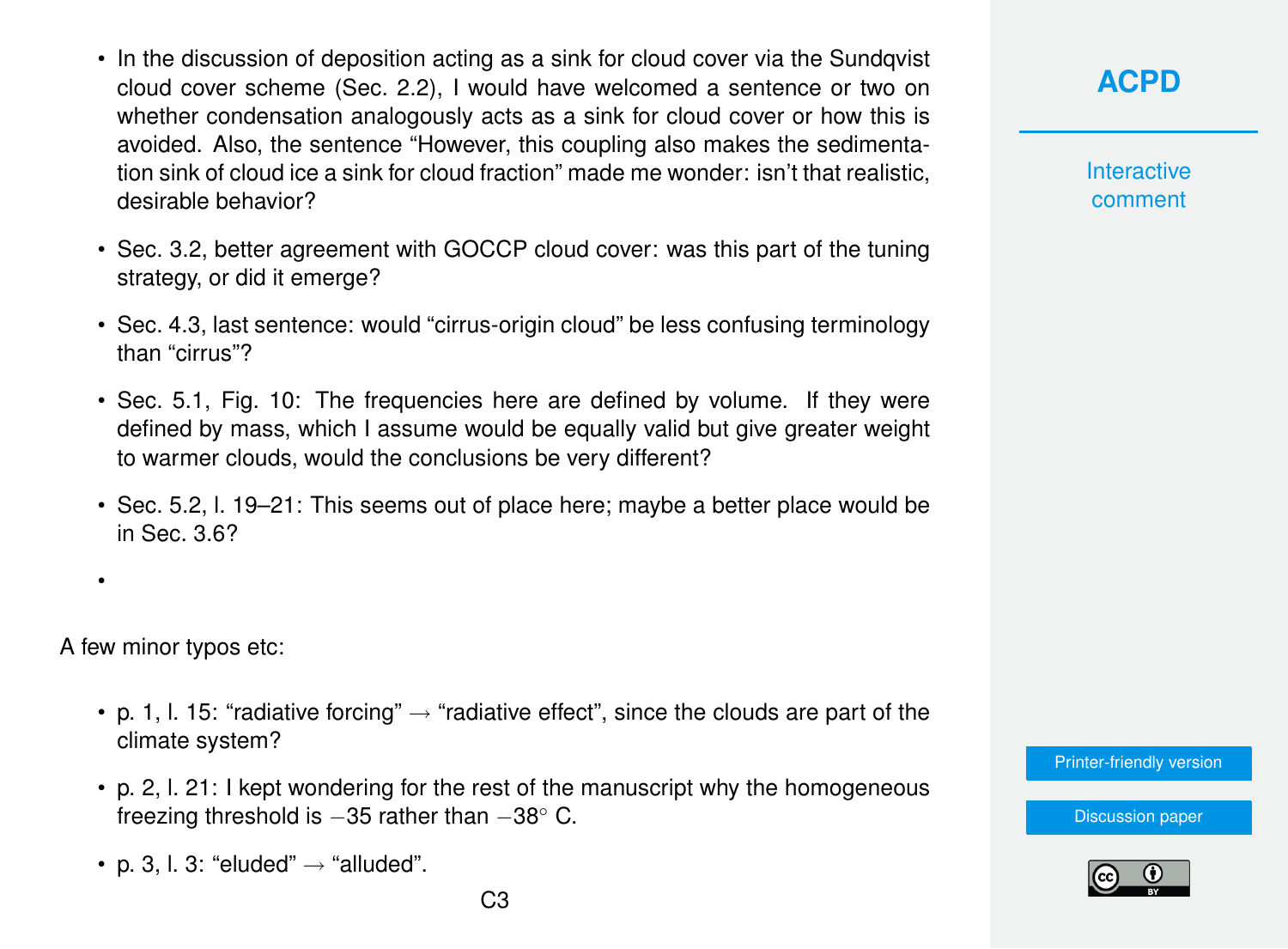- In the discussion of deposition acting as a sink for cloud cover via the Sundqvist cloud cover scheme (Sec. 2.2), I would have welcomed a sentence or two on whether condensation analogously acts as a sink for cloud cover or how this is avoided. Also, the sentence "However, this coupling also makes the sedimentation sink of cloud ice a sink for cloud fraction" made me wonder: isn't that realistic, desirable behavior?
- Sec. 3.2, better agreement with GOCCP cloud cover: was this part of the tuning strategy, or did it emerge?
- Sec. 4.3, last sentence: would "cirrus-origin cloud" be less confusing terminology than "cirrus"?
- Sec. 5.1, Fig. 10: The frequencies here are defined by volume. If they were defined by mass, which I assume would be equally valid but give greater weight to warmer clouds, would the conclusions be very different?
- Sec. 5.2, l. 19–21: This seems out of place here; maybe a better place would be in Sec. 3.6?
-

A few minor typos etc:

- p. 1, l. 15: "radiative forcing" → "radiative effect", since the clouds are part of the climate system?
- p. 2, l. 21: I kept wondering for the rest of the manuscript why the homogeneous freezing threshold is $-35$ rather than $-38^{\circ}$ C.
- p. 3, l. 3: "eluded" → "alluded".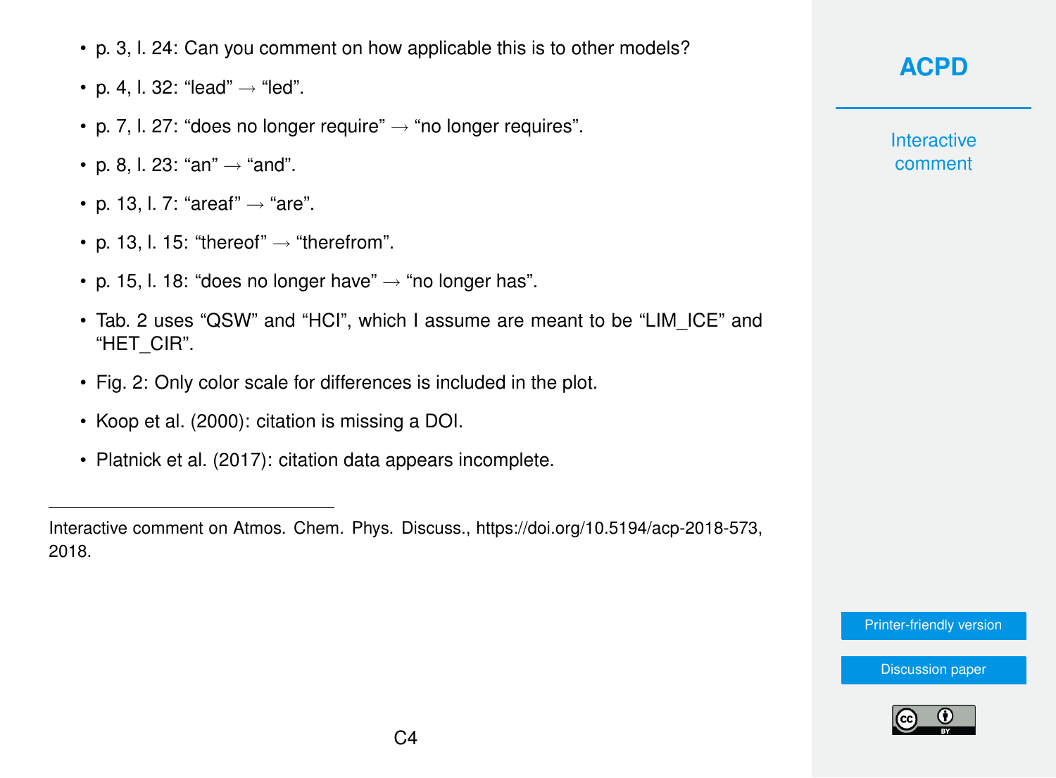- p. 3, l. 24: Can you comment on how applicable this is to other models?
- p. 4, l. 32: “lead” → “led”.
- p. 7, l. 27: “does no longer require” → “no longer requires”.
- p. 8, l. 23: “an” → “and”.
- p. 13, l. 7: “areaf” → “are”.
- p. 13, l. 15: “thereof” → “therefrom”.
- p. 15, l. 18: “does no longer have” → “no longer has”.
- Tab. 2 uses “QSW” and “HCI”, which I assume are meant to be “LIM_ICE” and “HET_CIR”.
- Fig. 2: Only color scale for differences is included in the plot.
- Koop et al. (2000): citation is missing a DOI.
- Platnick et al. (2017): citation data appears incomplete.

---

Interactive comment on Atmos. Chem. Phys. Discuss., https://doi.org/10.5194/acp-2018-573, 2018.